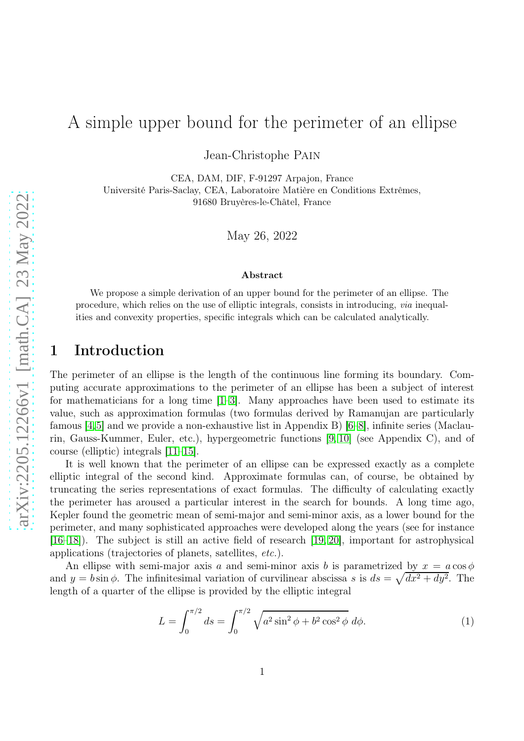# A simple upper bound for the perimeter of an ellipse

Jean-Christophe Pain

CEA, DAM, DIF, F-91297 Arpajon, France
Université Paris-Saclay, CEA, Laboratoire Matière en Conditions Extrêmes,
91680 Bruyères-le-Châtel, France

May 26, 2022

**Abstract**

We propose a simple derivation of an upper bound for the perimeter of an ellipse. The procedure, which relies on the use of elliptic integrals, consists in introducing, *via* inequalities and convexity properties, specific integrals which can be calculated analytically.

## 1 Introduction

The perimeter of an ellipse is the length of the continuous line forming its boundary. Computing accurate approximations to the perimeter of an ellipse has been a subject of interest for mathematicians for a long time [1–3]. Many approaches have been used to estimate its value, such as approximation formulas (two formulas derived by Ramanujan are particularly famous [4,5] and we provide a non-exhaustive list in Appendix B) [6–8], infinite series (Maclaurin, Gauss-Kummer, Euler, etc.), hypergeometric functions [9,10] (see Appendix C), and of course (elliptic) integrals [11–15].

It is well known that the perimeter of an ellipse can be expressed exactly as a complete elliptic integral of the second kind. Approximate formulas can, of course, be obtained by truncating the series representations of exact formulas. The difficulty of calculating exactly the perimeter has aroused a particular interest in the search for bounds. A long time ago, Kepler found the geometric mean of semi-major and semi-minor axis, as a lower bound for the perimeter, and many sophisticated approaches were developed along the years (see for instance [16–18]). The subject is still an active field of research [19,20], important for astrophysical applications (trajectories of planets, satellites, *etc.*).

An ellipse with semi-major axis $a$ and semi-minor axis $b$ is parametrized by $x = a\cos\phi$ and $y = b\sin\phi$. The infinitesimal variation of curvilinear abscissa $s$ is $ds = \sqrt{dx^2 + dy^2}$. The length of a quarter of the ellipse is provided by the elliptic integral

$$L = \int_0^{\pi/2} ds = \int_0^{\pi/2} \sqrt{a^2\sin^2\phi + b^2\cos^2\phi}\; d\phi. \tag{1}$$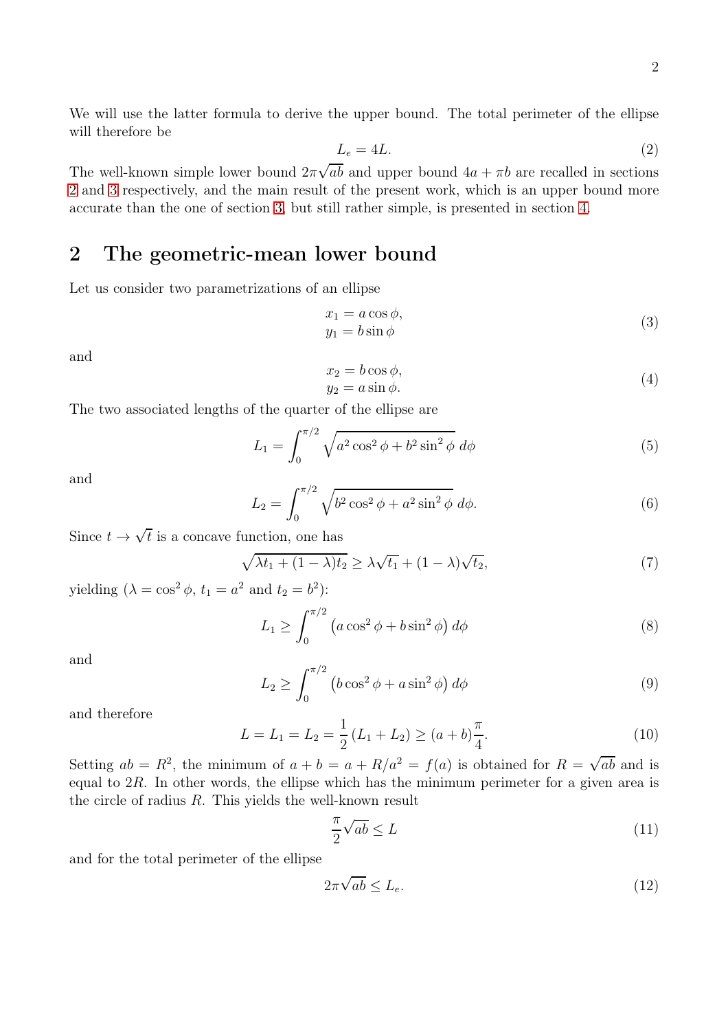We will use the latter formula to derive the upper bound. The total perimeter of the ellipse will therefore be

$$L_e = 4L. \tag{2}$$

The well-known simple lower bound $2\pi\sqrt{ab}$ and upper bound $4a + \pi b$ are recalled in sections 2 and 3 respectively, and the main result of the present work, which is an upper bound more accurate than the one of section 3, but still rather simple, is presented in section 4.

## 2 The geometric-mean lower bound

Let us consider two parametrizations of an ellipse

$$\begin{aligned} x_1 &= a\cos\phi, \\ y_1 &= b\sin\phi \end{aligned} \tag{3}$$

and

$$\begin{aligned} x_2 &= b\cos\phi, \\ y_2 &= a\sin\phi. \end{aligned} \tag{4}$$

The two associated lengths of the quarter of the ellipse are

$$L_1 = \int_0^{\pi/2} \sqrt{a^2\cos^2\phi + b^2\sin^2\phi}\; d\phi \tag{5}$$

and

$$L_2 = \int_0^{\pi/2} \sqrt{b^2\cos^2\phi + a^2\sin^2\phi}\; d\phi. \tag{6}$$

Since $t \to \sqrt{t}$ is a concave function, one has

$$\sqrt{\lambda t_1 + (1-\lambda)t_2} \geq \lambda\sqrt{t_1} + (1-\lambda)\sqrt{t_2}, \tag{7}$$

yielding ($\lambda = \cos^2\phi$, $t_1 = a^2$ and $t_2 = b^2$):

$$L_1 \geq \int_0^{\pi/2} \left(a\cos^2\phi + b\sin^2\phi\right) d\phi \tag{8}$$

and

$$L_2 \geq \int_0^{\pi/2} \left(b\cos^2\phi + a\sin^2\phi\right) d\phi \tag{9}$$

and therefore

$$L = L_1 = L_2 = \frac{1}{2}\left(L_1 + L_2\right) \geq (a+b)\frac{\pi}{4}. \tag{10}$$

Setting $ab = R^2$, the minimum of $a + b = a + R/a^2 = f(a)$ is obtained for $R = \sqrt{ab}$ and is equal to $2R$. In other words, the ellipse which has the minimum perimeter for a given area is the circle of radius $R$. This yields the well-known result

$$\frac{\pi}{2}\sqrt{ab} \leq L \tag{11}$$

and for the total perimeter of the ellipse

$$2\pi\sqrt{ab} \leq L_e. \tag{12}$$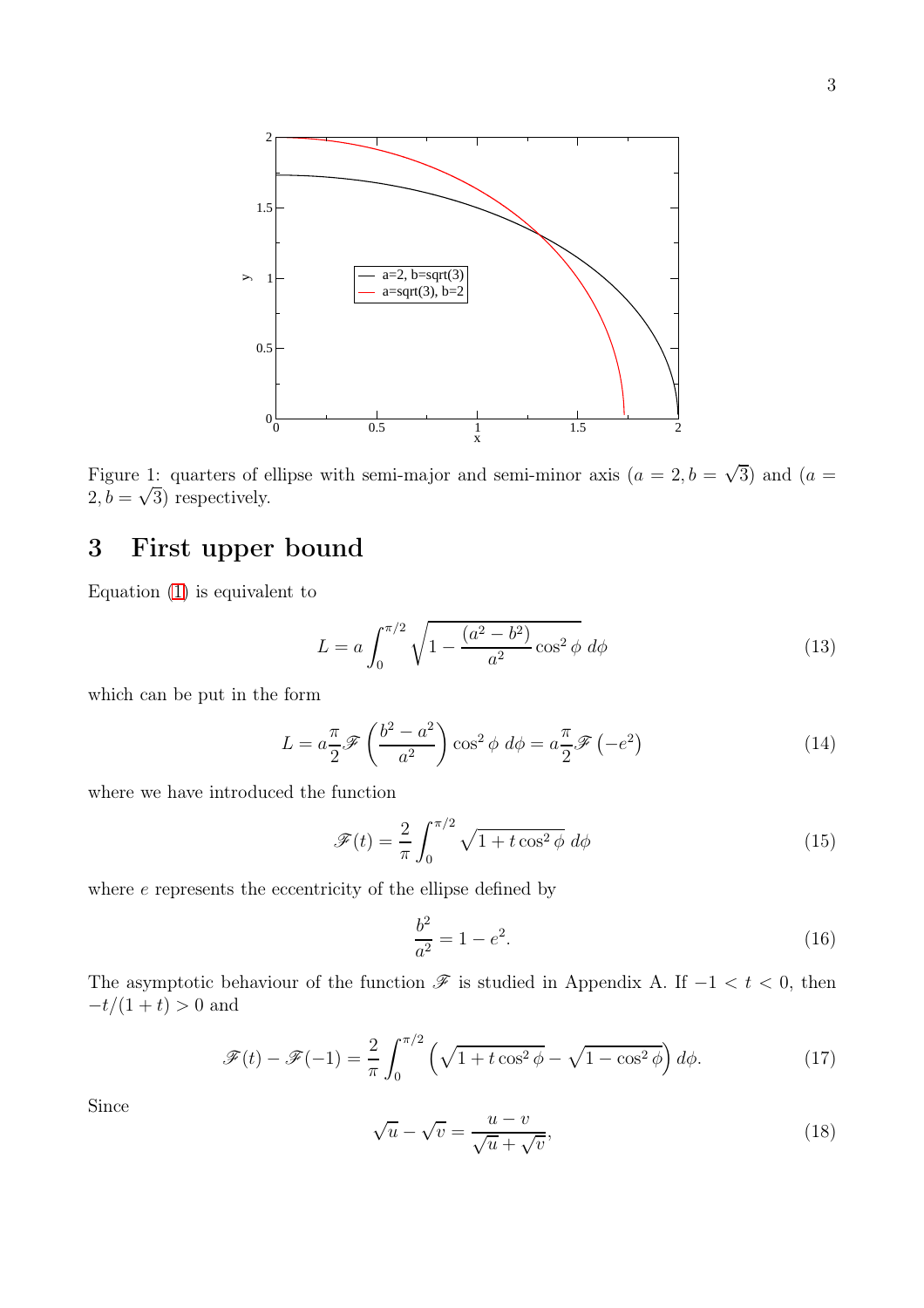Figure 1: quarters of ellipse with semi-major and semi-minor axis ($a = 2, b = \sqrt{3}$) and ($a = 2, b = \sqrt{3}$) respectively.

## 3 First upper bound

Equation (1) is equivalent to

$$L = a \int_0^{\pi/2} \sqrt{1 - \frac{(a^2 - b^2)}{a^2} \cos^2 \phi} \; d\phi \tag{13}$$

which can be put in the form

$$L = a \frac{\pi}{2} \mathscr{F} \left( \frac{b^2 - a^2}{a^2} \right) \cos^2 \phi \; d\phi = a \frac{\pi}{2} \mathscr{F} \left( -e^2 \right) \tag{14}$$

where we have introduced the function

$$\mathscr{F}(t) = \frac{2}{\pi} \int_0^{\pi/2} \sqrt{1 + t \cos^2 \phi} \; d\phi \tag{15}$$

where $e$ represents the eccentricity of the ellipse defined by

$$\frac{b^2}{a^2} = 1 - e^2. \tag{16}$$

The asymptotic behaviour of the function $\mathscr{F}$ is studied in Appendix A. If $-1 < t < 0$, then $-t/(1+t) > 0$ and

$$\mathscr{F}(t) - \mathscr{F}(-1) = \frac{2}{\pi} \int_0^{\pi/2} \left( \sqrt{1 + t \cos^2 \phi} - \sqrt{1 - \cos^2 \phi} \right) d\phi. \tag{17}$$

Since

$$\sqrt{u} - \sqrt{v} = \frac{u - v}{\sqrt{u} + \sqrt{v}}, \tag{18}$$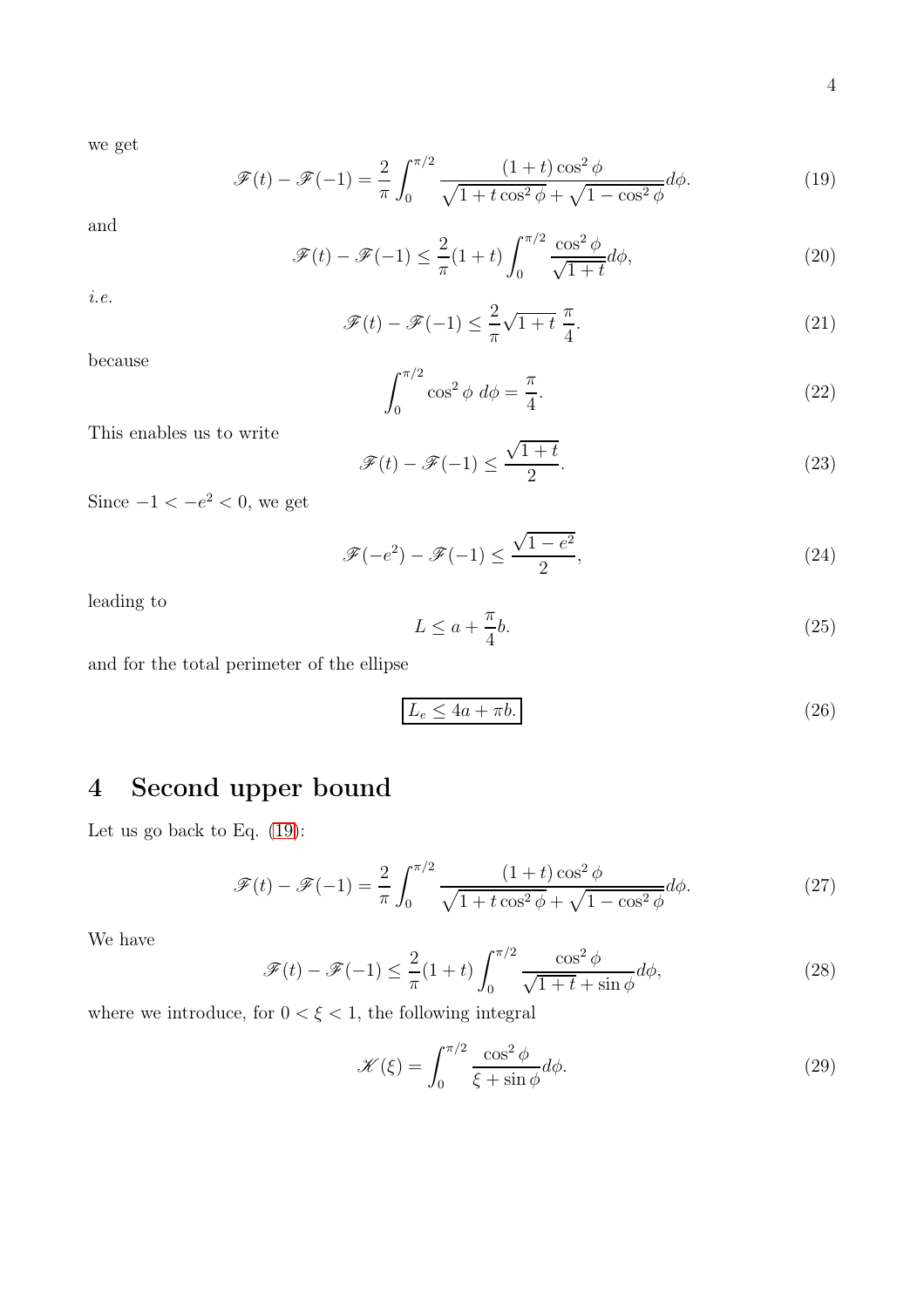we get

$$\mathscr{F}(t)-\mathscr{F}(-1)=\frac{2}{\pi}\int_0^{\pi/2}\frac{(1+t)\cos^2\phi}{\sqrt{1+t\cos^2\phi}+\sqrt{1-\cos^2\phi}}d\phi. \tag{19}$$

and

$$\mathscr{F}(t)-\mathscr{F}(-1)\leq\frac{2}{\pi}(1+t)\int_0^{\pi/2}\frac{\cos^2\phi}{\sqrt{1+t}}d\phi, \tag{20}$$

*i.e.*

$$\mathscr{F}(t)-\mathscr{F}(-1)\leq\frac{2}{\pi}\sqrt{1+t}\;\frac{\pi}{4}. \tag{21}$$

because

$$\int_0^{\pi/2}\cos^2\phi\;d\phi=\frac{\pi}{4}. \tag{22}$$

This enables us to write

$$\mathscr{F}(t)-\mathscr{F}(-1)\leq\frac{\sqrt{1+t}}{2}. \tag{23}$$

Since $-1<-e^2<0$, we get

$$\mathscr{F}(-e^2)-\mathscr{F}(-1)\leq\frac{\sqrt{1-e^2}}{2}, \tag{24}$$

leading to

$$L\leq a+\frac{\pi}{4}b. \tag{25}$$

and for the total perimeter of the ellipse

$$\boxed{L_e\leq 4a+\pi b.} \tag{26}$$

## 4 Second upper bound

Let us go back to Eq. (19):

$$\mathscr{F}(t)-\mathscr{F}(-1)=\frac{2}{\pi}\int_0^{\pi/2}\frac{(1+t)\cos^2\phi}{\sqrt{1+t\cos^2\phi}+\sqrt{1-\cos^2\phi}}d\phi. \tag{27}$$

We have

$$\mathscr{F}(t)-\mathscr{F}(-1)\leq\frac{2}{\pi}(1+t)\int_0^{\pi/2}\frac{\cos^2\phi}{\sqrt{1+t}+\sin\phi}d\phi, \tag{28}$$

where we introduce, for $0<\xi<1$, the following integral

$$\mathscr{K}(\xi)=\int_0^{\pi/2}\frac{\cos^2\phi}{\xi+\sin\phi}d\phi. \tag{29}$$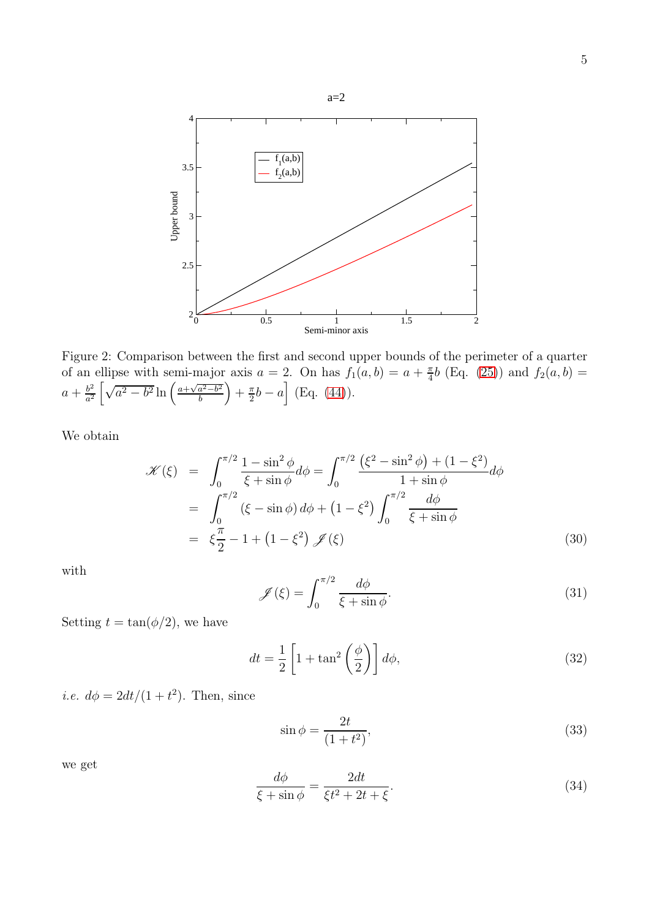Figure 2: Comparison between the first and second upper bounds of the perimeter of a quarter of an ellipse with semi-major axis $a = 2$. On has $f_1(a,b) = a + \frac{\pi}{4}b$ (Eq. (25)) and $f_2(a,b) = a + \frac{b^2}{a^2}\left[\sqrt{a^2-b^2}\ln\left(\frac{a+\sqrt{a^2-b^2}}{b}\right) + \frac{\pi}{2}b - a\right]$ (Eq. (44)).

We obtain

$$
\begin{aligned}
\mathscr{K}(\xi) &= \int_0^{\pi/2} \frac{1-\sin^2\phi}{\xi+\sin\phi}d\phi = \int_0^{\pi/2} \frac{\left(\xi^2-\sin^2\phi\right)+\left(1-\xi^2\right)}{1+\sin\phi}d\phi \\
&= \int_0^{\pi/2} \left(\xi - \sin\phi\right)d\phi + \left(1-\xi^2\right)\int_0^{\pi/2}\frac{d\phi}{\xi+\sin\phi} \\
&= \xi\frac{\pi}{2} - 1 + \left(1-\xi^2\right)\mathscr{J}(\xi)
\end{aligned}
\tag{30}
$$

with

$$
\mathscr{J}(\xi) = \int_0^{\pi/2} \frac{d\phi}{\xi+\sin\phi}. \tag{31}
$$

Setting $t = \tan(\phi/2)$, we have

$$
dt = \frac{1}{2}\left[1+\tan^2\left(\frac{\phi}{2}\right)\right]d\phi, \tag{32}
$$

*i.e.* $d\phi = 2dt/(1+t^2)$. Then, since

$$
\sin\phi = \frac{2t}{(1+t^2)}, \tag{33}
$$

we get

$$
\frac{d\phi}{\xi+\sin\phi} = \frac{2dt}{\xi t^2+2t+\xi}. \tag{34}
$$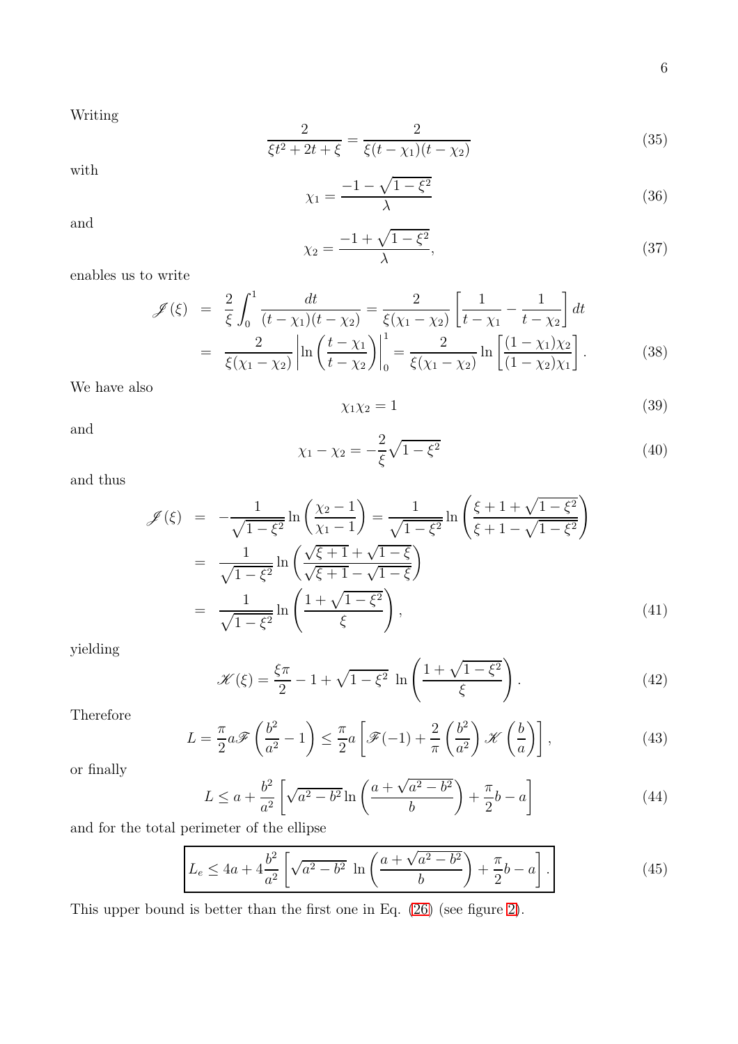Writing

$$\frac{2}{\xi t^2+2t+\xi}=\frac{2}{\xi(t-\chi_1)(t-\chi_2)} \tag{35}$$

with

$$\chi_1=\frac{-1-\sqrt{1-\xi^2}}{\lambda} \tag{36}$$

and

$$\chi_2=\frac{-1+\sqrt{1-\xi^2}}{\lambda}, \tag{37}$$

enables us to write

$$\begin{aligned}
\mathscr{J}(\xi) &= \frac{2}{\xi}\int_0^1\frac{dt}{(t-\chi_1)(t-\chi_2)}=\frac{2}{\xi(\chi_1-\chi_2)}\left[\frac{1}{t-\chi_1}-\frac{1}{t-\chi_2}\right]dt \\
&= \frac{2}{\xi(\chi_1-\chi_2)}\left|\ln\left(\frac{t-\chi_1}{t-\chi_2}\right)\right|_0^1=\frac{2}{\xi(\chi_1-\chi_2)}\ln\left[\frac{(1-\chi_1)\chi_2}{(1-\chi_2)\chi_1}\right].
\end{aligned} \tag{38}$$

We have also

$$\chi_1\chi_2=1 \tag{39}$$

and

$$\chi_1-\chi_2=-\frac{2}{\xi}\sqrt{1-\xi^2} \tag{40}$$

and thus

$$\begin{aligned}
\mathscr{J}(\xi) &= -\frac{1}{\sqrt{1-\xi^2}}\ln\left(\frac{\chi_2-1}{\chi_1-1}\right)=\frac{1}{\sqrt{1-\xi^2}}\ln\left(\frac{\xi+1+\sqrt{1-\xi^2}}{\xi+1-\sqrt{1-\xi^2}}\right) \\
&= \frac{1}{\sqrt{1-\xi^2}}\ln\left(\frac{\sqrt{\xi+1}+\sqrt{1-\xi}}{\sqrt{\xi+1}-\sqrt{1-\xi}}\right) \\
&= \frac{1}{\sqrt{1-\xi^2}}\ln\left(\frac{1+\sqrt{1-\xi^2}}{\xi}\right),
\end{aligned} \tag{41}$$

yielding

$$\mathscr{K}(\xi)=\frac{\xi\pi}{2}-1+\sqrt{1-\xi^2}\;\ln\left(\frac{1+\sqrt{1-\xi^2}}{\xi}\right). \tag{42}$$

Therefore

$$L=\frac{\pi}{2}a\mathscr{F}\left(\frac{b^2}{a^2}-1\right)\leq\frac{\pi}{2}a\left[\mathscr{F}(-1)+\frac{2}{\pi}\left(\frac{b^2}{a^2}\right)\mathscr{K}\left(\frac{b}{a}\right)\right], \tag{43}$$

or finally

$$L\leq a+\frac{b^2}{a^2}\left[\sqrt{a^2-b^2}\ln\left(\frac{a+\sqrt{a^2-b^2}}{b}\right)+\frac{\pi}{2}b-a\right] \tag{44}$$

and for the total perimeter of the ellipse

$$\boxed{L_e\leq 4a+4\frac{b^2}{a^2}\left[\sqrt{a^2-b^2}\;\ln\left(\frac{a+\sqrt{a^2-b^2}}{b}\right)+\frac{\pi}{2}b-a\right].} \tag{45}$$

This upper bound is better than the first one in Eq. (26) (see figure 2).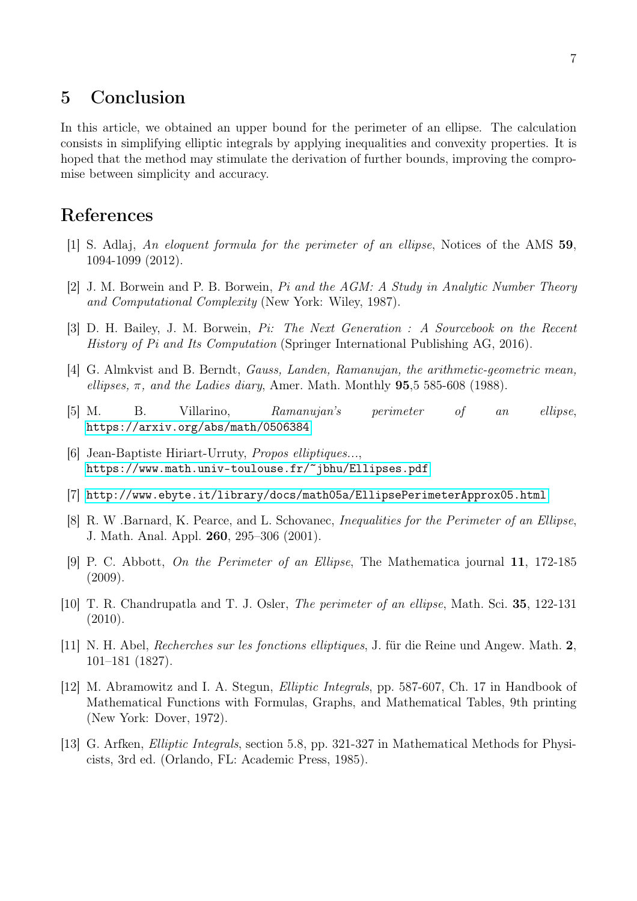## 5 Conclusion

In this article, we obtained an upper bound for the perimeter of an ellipse. The calculation consists in simplifying elliptic integrals by applying inequalities and convexity properties. It is hoped that the method may stimulate the derivation of further bounds, improving the compromise between simplicity and accuracy.

## References

[1] S. Adlaj, *An eloquent formula for the perimeter of an ellipse*, Notices of the AMS **59**, 1094-1099 (2012).

[2] J. M. Borwein and P. B. Borwein, *Pi and the AGM: A Study in Analytic Number Theory and Computational Complexity* (New York: Wiley, 1987).

[3] D. H. Bailey, J. M. Borwein, *Pi: The Next Generation : A Sourcebook on the Recent History of Pi and Its Computation* (Springer International Publishing AG, 2016).

[4] G. Almkvist and B. Berndt, *Gauss, Landen, Ramanujan, the arithmetic-geometric mean, ellipses, $\pi$, and the Ladies diary*, Amer. Math. Monthly **95**,5 585-608 (1988).

[5] M. B. Villarino, *Ramanujan's perimeter of an ellipse*, https://arxiv.org/abs/math/0506384

[6] Jean-Baptiste Hiriart-Urruty, *Propos elliptiques...*, https://www.math.univ-toulouse.fr/~jbhu/Ellipses.pdf

[7] http://www.ebyte.it/library/docs/math05a/EllipsePerimeterApprox05.html

[8] R. W .Barnard, K. Pearce, and L. Schovanec, *Inequalities for the Perimeter of an Ellipse*, J. Math. Anal. Appl. **260**, 295–306 (2001).

[9] P. C. Abbott, *On the Perimeter of an Ellipse*, The Mathematica journal **11**, 172-185 (2009).

[10] T. R. Chandrupatla and T. J. Osler, *The perimeter of an ellipse*, Math. Sci. **35**, 122-131 (2010).

[11] N. H. Abel, *Recherches sur les fonctions elliptiques*, J. für die Reine und Angew. Math. **2**, 101–181 (1827).

[12] M. Abramowitz and I. A. Stegun, *Elliptic Integrals*, pp. 587-607, Ch. 17 in Handbook of Mathematical Functions with Formulas, Graphs, and Mathematical Tables, 9th printing (New York: Dover, 1972).

[13] G. Arfken, *Elliptic Integrals*, section 5.8, pp. 321-327 in Mathematical Methods for Physicists, 3rd ed. (Orlando, FL: Academic Press, 1985).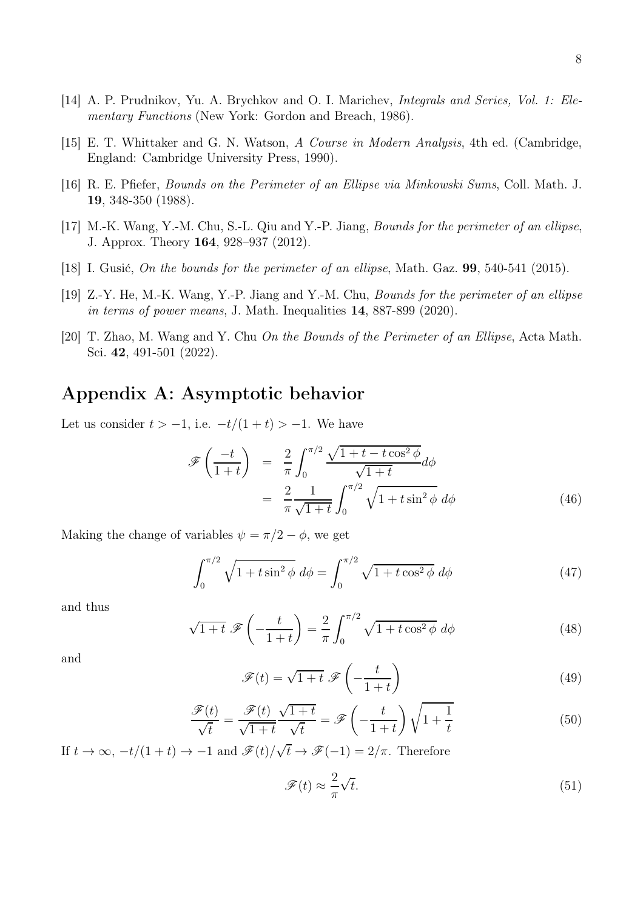[14] A. P. Prudnikov, Yu. A. Brychkov and O. I. Marichev, *Integrals and Series, Vol. 1: Elementary Functions* (New York: Gordon and Breach, 1986).

[15] E. T. Whittaker and G. N. Watson, *A Course in Modern Analysis*, 4th ed. (Cambridge, England: Cambridge University Press, 1990).

[16] R. E. Pfiefer, *Bounds on the Perimeter of an Ellipse via Minkowski Sums*, Coll. Math. J. **19**, 348-350 (1988).

[17] M.-K. Wang, Y.-M. Chu, S.-L. Qiu and Y.-P. Jiang, *Bounds for the perimeter of an ellipse*, J. Approx. Theory **164**, 928–937 (2012).

[18] I. Gusić, *On the bounds for the perimeter of an ellipse*, Math. Gaz. **99**, 540-541 (2015).

[19] Z.-Y. He, M.-K. Wang, Y.-P. Jiang and Y.-M. Chu, *Bounds for the perimeter of an ellipse in terms of power means*, J. Math. Inequalities **14**, 887-899 (2020).

[20] T. Zhao, M. Wang and Y. Chu *On the Bounds of the Perimeter of an Ellipse*, Acta Math. Sci. **42**, 491-501 (2022).

# Appendix A: Asymptotic behavior

Let us consider $t > -1$, i.e. $-t/(1+t) > -1$. We have

$$\begin{aligned}
\mathscr{F}\left(\frac{-t}{1+t}\right) &= \frac{2}{\pi}\int_0^{\pi/2}\frac{\sqrt{1+t-t\cos^2\phi}}{\sqrt{1+t}}d\phi \\
&= \frac{2}{\pi}\frac{1}{\sqrt{1+t}}\int_0^{\pi/2}\sqrt{1+t\sin^2\phi}\;d\phi
\end{aligned} \tag{46}$$

Making the change of variables $\psi = \pi/2 - \phi$, we get

$$\int_0^{\pi/2}\sqrt{1+t\sin^2\phi}\;d\phi = \int_0^{\pi/2}\sqrt{1+t\cos^2\phi}\;d\phi \tag{47}$$

and thus

$$\sqrt{1+t}\;\mathscr{F}\left(-\frac{t}{1+t}\right) = \frac{2}{\pi}\int_0^{\pi/2}\sqrt{1+t\cos^2\phi}\;d\phi \tag{48}$$

and

$$\mathscr{F}(t) = \sqrt{1+t}\;\mathscr{F}\left(-\frac{t}{1+t}\right) \tag{49}$$

$$\frac{\mathscr{F}(t)}{\sqrt{t}} = \frac{\mathscr{F}(t)}{\sqrt{1+t}}\frac{\sqrt{1+t}}{\sqrt{t}} = \mathscr{F}\left(-\frac{t}{1+t}\right)\sqrt{1+\frac{1}{t}} \tag{50}$$

If $t \to \infty$, $-t/(1+t) \to -1$ and $\mathscr{F}(t)/\sqrt{t} \to \mathscr{F}(-1) = 2/\pi$. Therefore

$$\mathscr{F}(t) \approx \frac{2}{\pi}\sqrt{t}. \tag{51}$$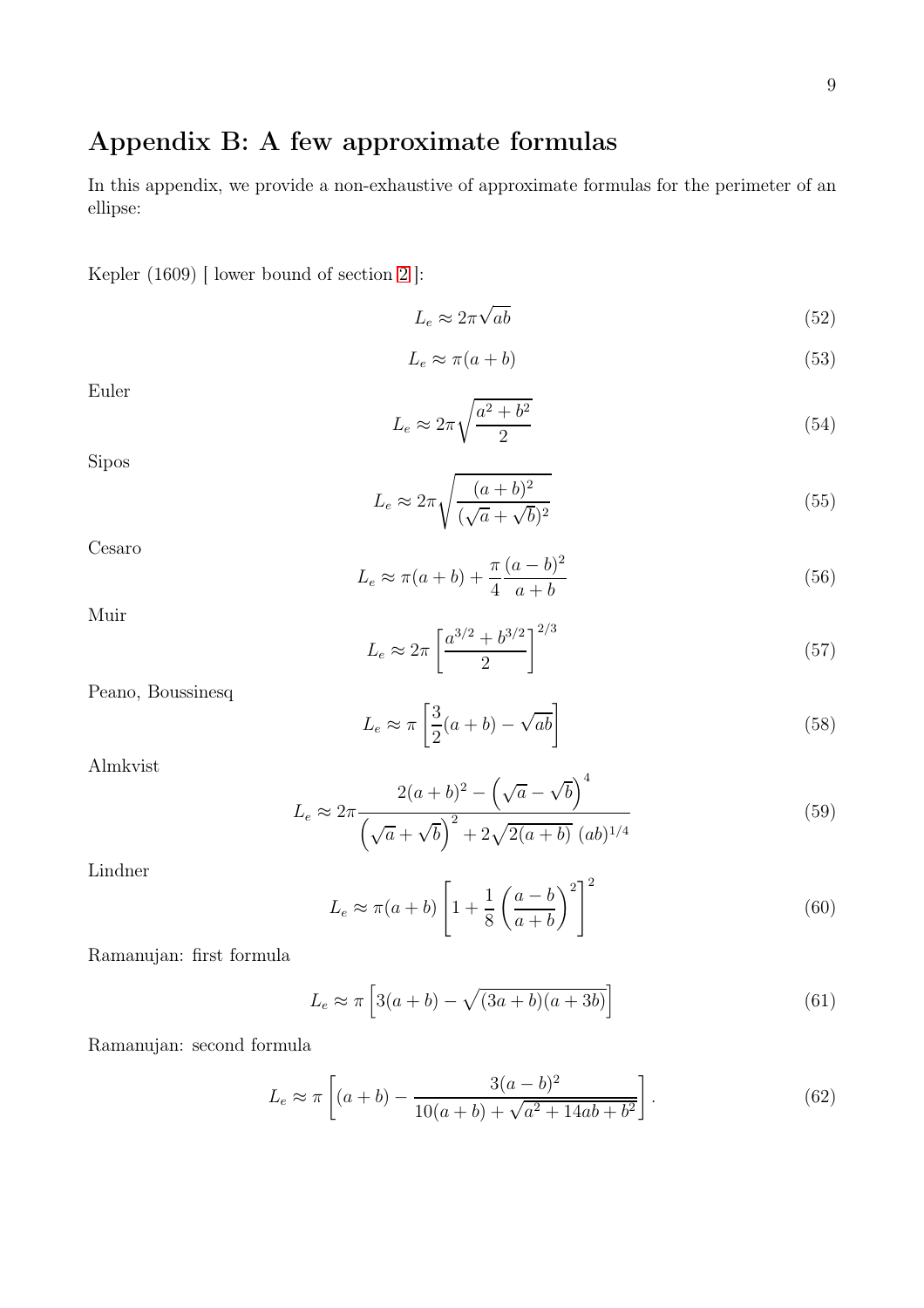## Appendix B: A few approximate formulas

In this appendix, we provide a non-exhaustive of approximate formulas for the perimeter of an ellipse:

Kepler (1609) [ lower bound of section 2 ]:

$$L_e \approx 2\pi\sqrt{ab} \tag{52}$$

$$L_e \approx \pi(a+b) \tag{53}$$

Euler

$$L_e \approx 2\pi\sqrt{\frac{a^2+b^2}{2}} \tag{54}$$

Sipos

$$L_e \approx 2\pi\sqrt{\frac{(a+b)^2}{(\sqrt{a}+\sqrt{b})^2}} \tag{55}$$

Cesaro

$$L_e \approx \pi(a+b) + \frac{\pi}{4}\frac{(a-b)^2}{a+b} \tag{56}$$

Muir

$$L_e \approx 2\pi\left[\frac{a^{3/2}+b^{3/2}}{2}\right]^{2/3} \tag{57}$$

Peano, Boussinesq

$$L_e \approx \pi\left[\frac{3}{2}(a+b) - \sqrt{ab}\right] \tag{58}$$

Almkvist

$$L_e \approx 2\pi\frac{2(a+b)^2 - \left(\sqrt{a}-\sqrt{b}\right)^4}{\left(\sqrt{a}+\sqrt{b}\right)^2 + 2\sqrt{2(a+b)}\;(ab)^{1/4}} \tag{59}$$

Lindner

$$L_e \approx \pi(a+b)\left[1+\frac{1}{8}\left(\frac{a-b}{a+b}\right)^2\right]^2 \tag{60}$$

Ramanujan: first formula

$$L_e \approx \pi\left[3(a+b) - \sqrt{(3a+b)(a+3b)}\right] \tag{61}$$

Ramanujan: second formula

$$L_e \approx \pi\left[(a+b) - \frac{3(a-b)^2}{10(a+b)+\sqrt{a^2+14ab+b^2}}\right]. \tag{62}$$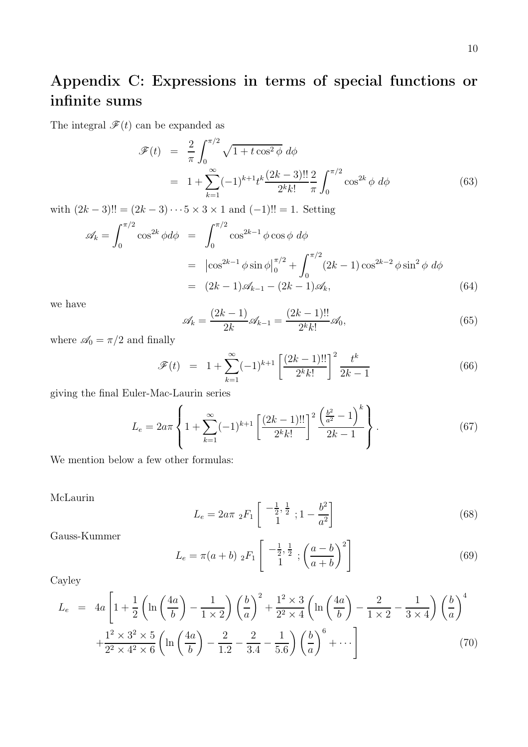## Appendix C: Expressions in terms of special functions or infinite sums

The integral $\mathscr{F}(t)$ can be expanded as

$$
\begin{aligned}
\mathscr{F}(t) &= \frac{2}{\pi}\int_0^{\pi/2}\sqrt{1+t\cos^2\phi}\ d\phi \\
&= 1+\sum_{k=1}^{\infty}(-1)^{k+1}t^k\frac{(2k-3)!!}{2^k k!}\frac{2}{\pi}\int_0^{\pi/2}\cos^{2k}\phi\ d\phi
\end{aligned}
\tag{63}
$$

with $(2k-3)!! = (2k-3)\cdots 5\times 3\times 1$ and $(-1)!! = 1$. Setting

$$
\begin{aligned}
\mathscr{A}_k = \int_0^{\pi/2}\cos^{2k}\phi d\phi &= \int_0^{\pi/2}\cos^{2k-1}\phi\cos\phi\ d\phi \\
&= \left|\cos^{2k-1}\phi\sin\phi\right|_0^{\pi/2} + \int_0^{\pi/2}(2k-1)\cos^{2k-2}\phi\sin^2\phi\ d\phi \\
&= (2k-1)\mathscr{A}_{k-1} - (2k-1)\mathscr{A}_k,
\end{aligned}
\tag{64}
$$

we have

$$
\mathscr{A}_k = \frac{(2k-1)}{2k}\mathscr{A}_{k-1} = \frac{(2k-1)!!}{2^k k!}\mathscr{A}_0,
\tag{65}
$$

where $\mathscr{A}_0 = \pi/2$ and finally

$$
\mathscr{F}(t) = 1+\sum_{k=1}^{\infty}(-1)^{k+1}\left[\frac{(2k-1)!!}{2^k k!}\right]^2\frac{t^k}{2k-1}
\tag{66}
$$

giving the final Euler-Mac-Laurin series

$$
L_e = 2a\pi\left\{1+\sum_{k=1}^{\infty}(-1)^{k+1}\left[\frac{(2k-1)!!}{2^k k!}\right]^2\frac{\left(\frac{b^2}{a^2}-1\right)^k}{2k-1}\right\}.
\tag{67}
$$

We mention below a few other formulas:

McLaurin

$$
L_e = 2a\pi\ {}_2F_1\left[\begin{matrix}-\frac{1}{2},\frac{1}{2}\\ 1\end{matrix};1-\frac{b^2}{a^2}\right]
\tag{68}
$$

Gauss-Kummer

$$
L_e = \pi(a+b)\ {}_2F_1\left[\begin{matrix}-\frac{1}{2},\frac{1}{2}\\ 1\end{matrix};\left(\frac{a-b}{a+b}\right)^2\right]
\tag{69}
$$

Cayley

$$
\begin{aligned}
L_e &= 4a\left[1+\frac{1}{2}\left(\ln\left(\frac{4a}{b}\right)-\frac{1}{1\times 2}\right)\left(\frac{b}{a}\right)^2+\frac{1^2\times 3}{2^2\times 4}\left(\ln\left(\frac{4a}{b}\right)-\frac{2}{1\times 2}-\frac{1}{3\times 4}\right)\left(\frac{b}{a}\right)^4\right. \\
&\quad\left.+\frac{1^2\times 3^2\times 5}{2^2\times 4^2\times 6}\left(\ln\left(\frac{4a}{b}\right)-\frac{2}{1.2}-\frac{2}{3.4}-\frac{1}{5.6}\right)\left(\frac{b}{a}\right)^6+\cdots\right]
\end{aligned}
\tag{70}
$$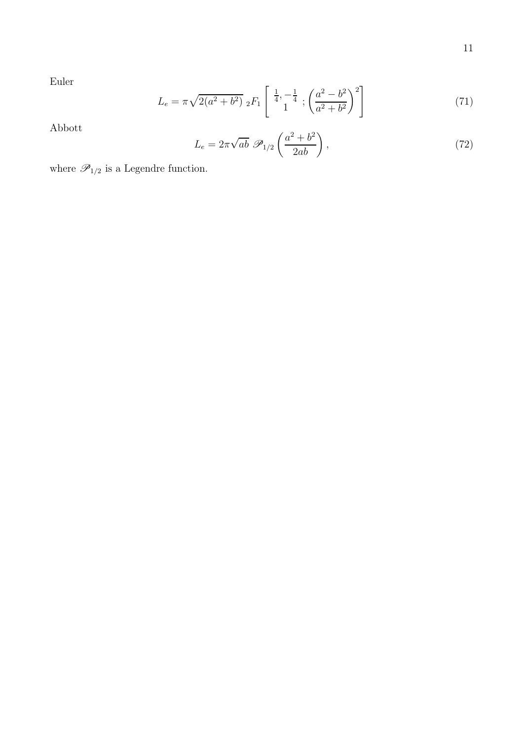Euler

$$L_e = \pi\sqrt{2(a^2+b^2)}\ {}_2F_1\left[\begin{matrix}\frac{1}{4}, -\frac{1}{4}\\ 1\end{matrix}\ ; \left(\frac{a^2-b^2}{a^2+b^2}\right)^2\right] \tag{71}$$

Abbott

$$L_e = 2\pi\sqrt{ab}\ \mathscr{P}_{1/2}\left(\frac{a^2+b^2}{2ab}\right), \tag{72}$$

where $\mathscr{P}_{1/2}$ is a Legendre function.